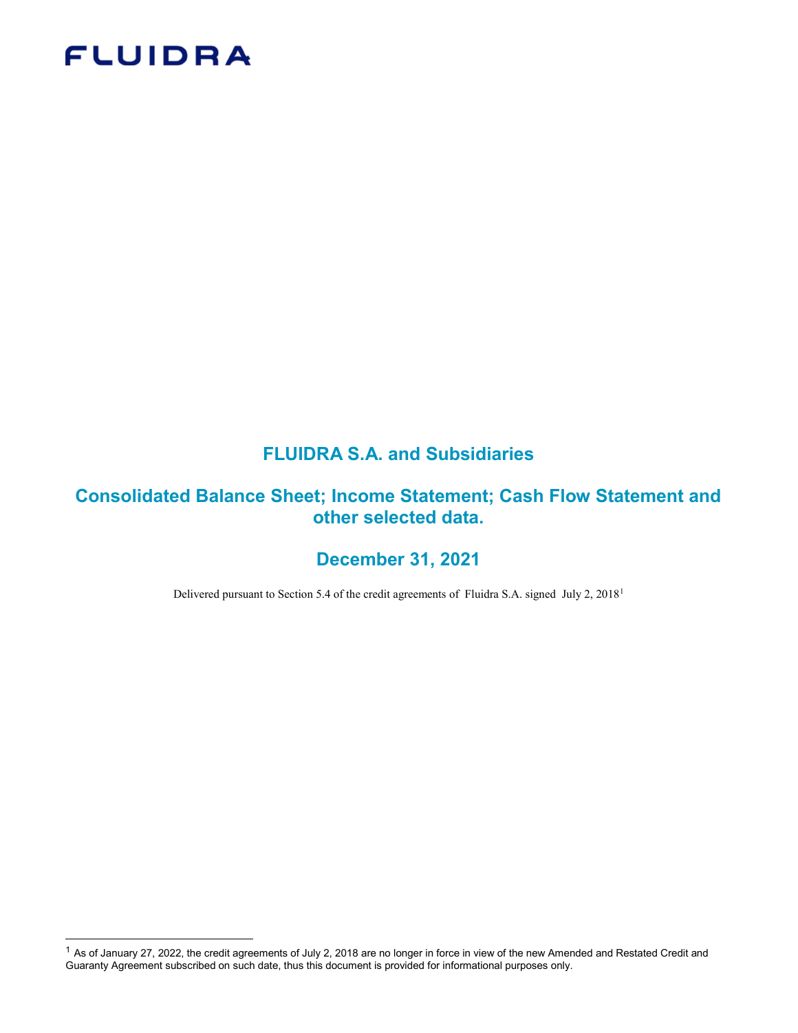FLUIDRA

# FLUIDRA S.A. and Subsidiaries

## Consolidated Balance Sheet; Income Statement; Cash Flow Statement and other selected data.

## December 31, 2021

Delivered pursuant to Section 5.4 of the credit agreements of Fluidra S.A. signed July 2, 2018[1]

---

[1] As of January 27, 2022, the credit agreements of July 2, 2018 are no longer in force in view of the new Amended and Restated Credit and Guaranty Agreement subscribed on such date, thus this document is provided for informational purposes only.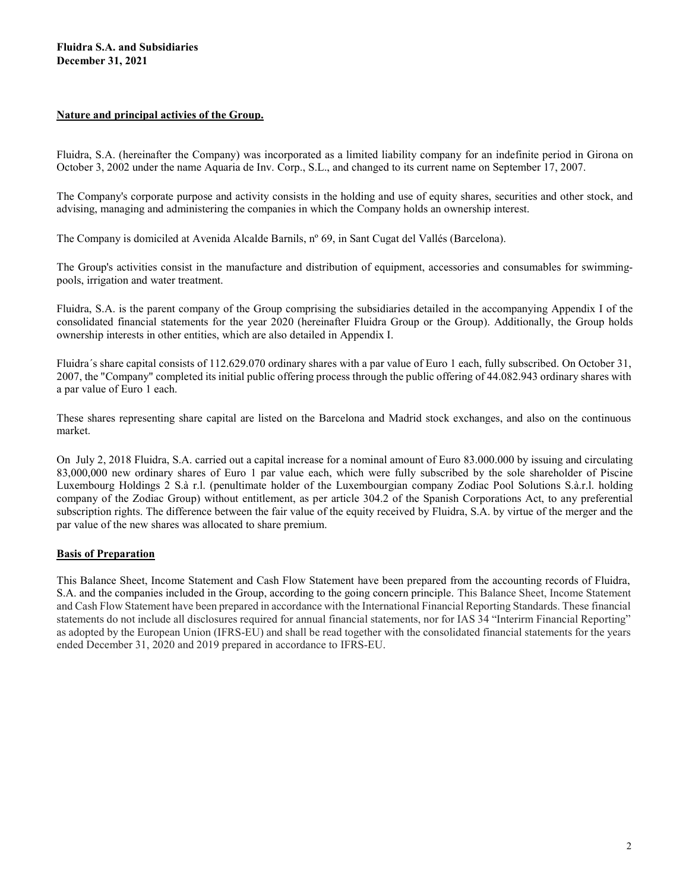**Fluidra S.A. and Subsidiaries**
**December 31, 2021**

## Nature and principal activies of the Group.

Fluidra, S.A. (hereinafter the Company) was incorporated as a limited liability company for an indefinite period in Girona on October 3, 2002 under the name Aquaria de Inv. Corp., S.L., and changed to its current name on September 17, 2007.

The Company's corporate purpose and activity consists in the holding and use of equity shares, securities and other stock, and advising, managing and administering the companies in which the Company holds an ownership interest.

The Company is domiciled at Avenida Alcalde Barnils, nº 69, in Sant Cugat del Vallés (Barcelona).

The Group's activities consist in the manufacture and distribution of equipment, accessories and consumables for swimming-pools, irrigation and water treatment.

Fluidra, S.A. is the parent company of the Group comprising the subsidiaries detailed in the accompanying Appendix I of the consolidated financial statements for the year 2020 (hereinafter Fluidra Group or the Group). Additionally, the Group holds ownership interests in other entities, which are also detailed in Appendix I.

Fluidra´s share capital consists of 112.629.070 ordinary shares with a par value of Euro 1 each, fully subscribed. On October 31, 2007, the "Company" completed its initial public offering process through the public offering of 44.082.943 ordinary shares with a par value of Euro 1 each.

These shares representing share capital are listed on the Barcelona and Madrid stock exchanges, and also on the continuous market.

On July 2, 2018 Fluidra, S.A. carried out a capital increase for a nominal amount of Euro 83.000.000 by issuing and circulating 83,000,000 new ordinary shares of Euro 1 par value each, which were fully subscribed by the sole shareholder of Piscine Luxembourg Holdings 2 S.à r.l. (penultimate holder of the Luxembourgian company Zodiac Pool Solutions S.à.r.l. holding company of the Zodiac Group) without entitlement, as per article 304.2 of the Spanish Corporations Act, to any preferential subscription rights. The difference between the fair value of the equity received by Fluidra, S.A. by virtue of the merger and the par value of the new shares was allocated to share premium.

## Basis of Preparation

This Balance Sheet, Income Statement and Cash Flow Statement have been prepared from the accounting records of Fluidra, S.A. and the companies included in the Group, according to the going concern principle. This Balance Sheet, Income Statement and Cash Flow Statement have been prepared in accordance with the International Financial Reporting Standards. These financial statements do not include all disclosures required for annual financial statements, nor for IAS 34 "Interirm Financial Reporting" as adopted by the European Union (IFRS-EU) and shall be read together with the consolidated financial statements for the years ended December 31, 2020 and 2019 prepared in accordance to IFRS-EU.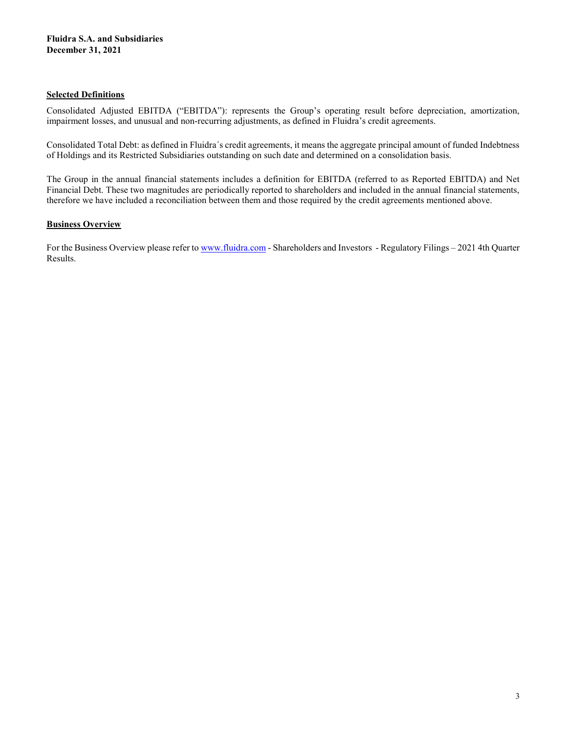**Fluidra S.A. and Subsidiaries**
**December 31, 2021**

## Selected Definitions

Consolidated Adjusted EBITDA ("EBITDA"): represents the Group's operating result before depreciation, amortization, impairment losses, and unusual and non-recurring adjustments, as defined in Fluidra's credit agreements.

Consolidated Total Debt: as defined in Fluidra´s credit agreements, it means the aggregate principal amount of funded Indebtness of Holdings and its Restricted Subsidiaries outstanding on such date and determined on a consolidation basis.

The Group in the annual financial statements includes a definition for EBITDA (referred to as Reported EBITDA) and Net Financial Debt. These two magnitudes are periodically reported to shareholders and included in the annual financial statements, therefore we have included a reconciliation between them and those required by the credit agreements mentioned above.

## Business Overview

For the Business Overview please refer to www.fluidra.com - Shareholders and Investors - Regulatory Filings – 2021 4th Quarter Results.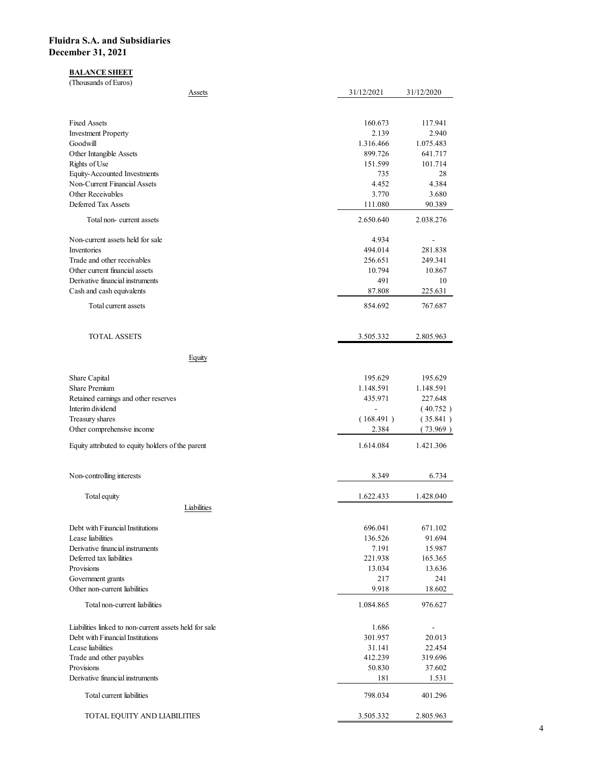**Fluidra S.A. and Subsidiaries**
**December 31, 2021**

**BALANCE SHEET**
(Thousands of Euros)

| Assets | 31/12/2021 | 31/12/2020 |
|---|---|---|
| Fixed Assets | 160.673 | 117.941 |
| Investment Property | 2.139 | 2.940 |
| Goodwill | 1.316.466 | 1.075.483 |
| Other Intangible Assets | 899.726 | 641.717 |
| Rights of Use | 151.599 | 101.714 |
| Equity-Accounted Investments | 735 | 28 |
| Non-Current Financial Assets | 4.452 | 4.384 |
| Other Receivables | 3.770 | 3.680 |
| Deferred Tax Assets | 111.080 | 90.389 |
| Total non- current assets | 2.650.640 | 2.038.276 |
| Non-current assets held for sale | 4.934 | - |
| Inventories | 494.014 | 281.838 |
| Trade and other receivables | 256.651 | 249.341 |
| Other current financial assets | 10.794 | 10.867 |
| Derivative financial instruments | 491 | 10 |
| Cash and cash equivalents | 87.808 | 225.631 |
| Total current assets | 854.692 | 767.687 |
| TOTAL ASSETS | 3.505.332 | 2.805.963 |
| **Equity** | | |
| Share Capital | 195.629 | 195.629 |
| Share Premium | 1.148.591 | 1.148.591 |
| Retained earnings and other reserves | 435.971 | 227.648 |
| Interim dividend | - | ( 40.752 ) |
| Treasury shares | ( 168.491 ) | ( 35.841 ) |
| Other comprehensive income | 2.384 | ( 73.969 ) |
| Equity attributed to equity holders of the parent | 1.614.084 | 1.421.306 |
| Non-controlling interests | 8.349 | 6.734 |
| Total equity | 1.622.433 | 1.428.040 |
| **Liabilities** | | |
| Debt with Financial Institutions | 696.041 | 671.102 |
| Lease liabilities | 136.526 | 91.694 |
| Derivative financial instruments | 7.191 | 15.987 |
| Deferred tax liabilities | 221.938 | 165.365 |
| Provisions | 13.034 | 13.636 |
| Government grants | 217 | 241 |
| Other non-current liabilities | 9.918 | 18.602 |
| Total non-current liabilities | 1.084.865 | 976.627 |
| Liabilities linked to non-current assets held for sale | 1.686 | - |
| Debt with Financial Institutions | 301.957 | 20.013 |
| Lease liabilities | 31.141 | 22.454 |
| Trade and other payables | 412.239 | 319.696 |
| Provisions | 50.830 | 37.602 |
| Derivative financial instruments | 181 | 1.531 |
| Total current liabilities | 798.034 | 401.296 |
| TOTAL EQUITY AND LIABILITIES | 3.505.332 | 2.805.963 |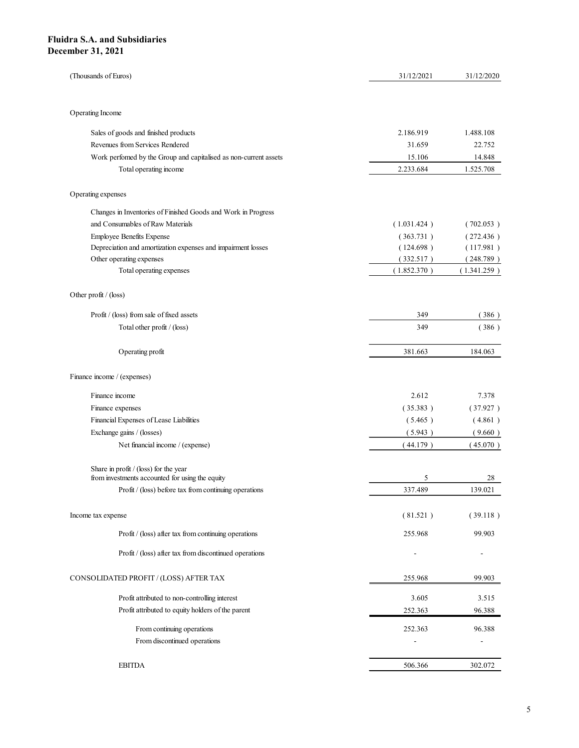**Fluidra S.A. and Subsidiaries**
**December 31, 2021**

| (Thousands of Euros) | 31/12/2021 | 31/12/2020 |
|---|---|---|
| Operating Income | | |
| Sales of goods and finished products | 2.186.919 | 1.488.108 |
| Revenues from Services Rendered | 31.659 | 22.752 |
| Work perfomed by the Group and capitalised as non-current assets | 15.106 | 14.848 |
| Total operating income | 2.233.684 | 1.525.708 |
| Operating expenses | | |
| Changes in Inventories of Finished Goods and Work in Progress and Consumables of Raw Materials | ( 1.031.424 ) | ( 702.053 ) |
| Employee Benefits Expense | ( 363.731 ) | ( 272.436 ) |
| Depreciation and amortization expenses and impairment losses | ( 124.698 ) | ( 117.981 ) |
| Other operating expenses | ( 332.517 ) | ( 248.789 ) |
| Total operating expenses | ( 1.852.370 ) | ( 1.341.259 ) |
| Other profit / (loss) | | |
| Profit / (loss) from sale of fixed assets | 349 | ( 386 ) |
| Total other profit / (loss) | 349 | ( 386 ) |
| Operating profit | 381.663 | 184.063 |
| Finance income / (expenses) | | |
| Finance income | 2.612 | 7.378 |
| Finance expenses | ( 35.383 ) | ( 37.927 ) |
| Financial Expenses of Lease Liabilities | ( 5.465 ) | ( 4.861 ) |
| Exchange gains / (losses) | ( 5.943 ) | ( 9.660 ) |
| Net financial income / (expense) | ( 44.179 ) | ( 45.070 ) |
| Share in profit / (loss) for the year from investments accounted for using the equity | 5 | 28 |
| Profit / (loss) before tax from continuing operations | 337.489 | 139.021 |
| Income tax expense | ( 81.521 ) | ( 39.118 ) |
| Profit / (loss) after tax from continuing operations | 255.968 | 99.903 |
| Profit / (loss) after tax from discontinued operations | - | - |
| CONSOLIDATED PROFIT / (LOSS) AFTER TAX | 255.968 | 99.903 |
| Profit attributed to non-controlling interest | 3.605 | 3.515 |
| Profit attributed to equity holders of the parent | 252.363 | 96.388 |
| From continuing operations | 252.363 | 96.388 |
| From discontinued operations | - | - |
| EBITDA | 506.366 | 302.072 |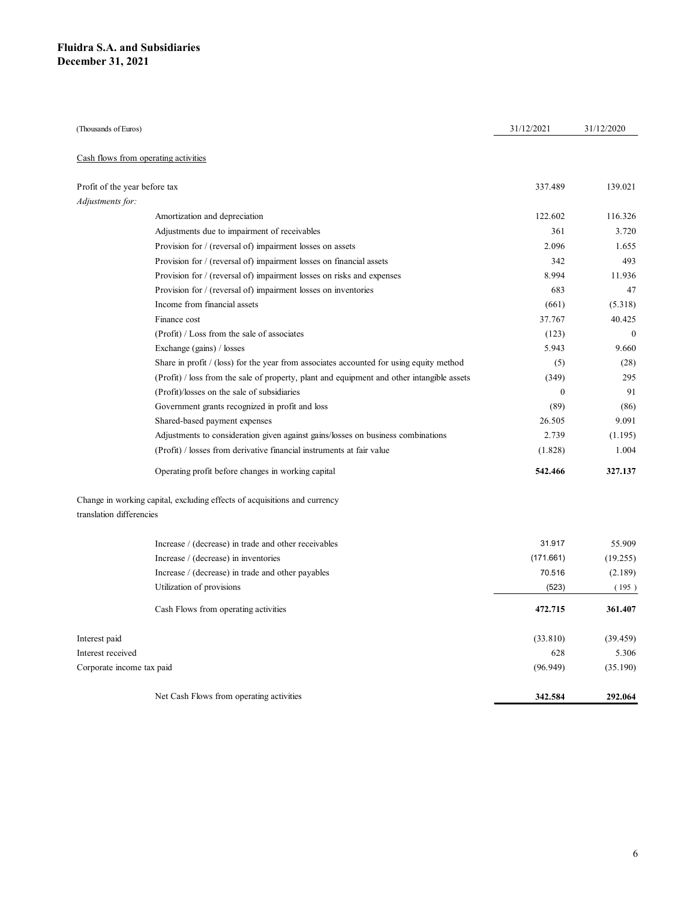**Fluidra S.A. and Subsidiaries**
**December 31, 2021**

| (Thousands of Euros) | 31/12/2021 | 31/12/2020 |
|---|---|---|
| Cash flows from operating activities | | |
| Profit of the year before tax | 337.489 | 139.021 |
| *Adjustments for:* | | |
| Amortization and depreciation | 122.602 | 116.326 |
| Adjustments due to impairment of receivables | 361 | 3.720 |
| Provision for / (reversal of) impairment losses on assets | 2.096 | 1.655 |
| Provision for / (reversal of) impairment losses on financial assets | 342 | 493 |
| Provision for / (reversal of) impairment losses on risks and expenses | 8.994 | 11.936 |
| Provision for / (reversal of) impairment losses on inventories | 683 | 47 |
| Income from financial assets | (661) | (5.318) |
| Finance cost | 37.767 | 40.425 |
| (Profit) / Loss from the sale of associates | (123) | 0 |
| Exchange (gains) / losses | 5.943 | 9.660 |
| Share in profit / (loss) for the year from associates accounted for using equity method | (5) | (28) |
| (Profit) / loss from the sale of property, plant and equipment and other intangible assets | (349) | 295 |
| (Profit)/losses on the sale of subsidiaries | 0 | 91 |
| Government grants recognized in profit and loss | (89) | (86) |
| Shared-based payment expenses | 26.505 | 9.091 |
| Adjustments to consideration given against gains/losses on business combinations | 2.739 | (1.195) |
| (Profit) / losses from derivative financial instruments at fair value | (1.828) | 1.004 |
| **Operating profit before changes in working capital** | **542.466** | **327.137** |
| Change in working capital, excluding effects of acquisitions and currency translation differencies | | |
| Increase / (decrease) in trade and other receivables | 31.917 | 55.909 |
| Increase / (decrease) in inventories | (171.661) | (19.255) |
| Increase / (decrease) in trade and other payables | 70.516 | (2.189) |
| Utilization of provisions | (523) | (195) |
| **Cash Flows from operating activities** | **472.715** | **361.407** |
| Interest paid | (33.810) | (39.459) |
| Interest received | 628 | 5.306 |
| Corporate income tax paid | (96.949) | (35.190) |
| **Net Cash Flows from operating activities** | **342.584** | **292.064** |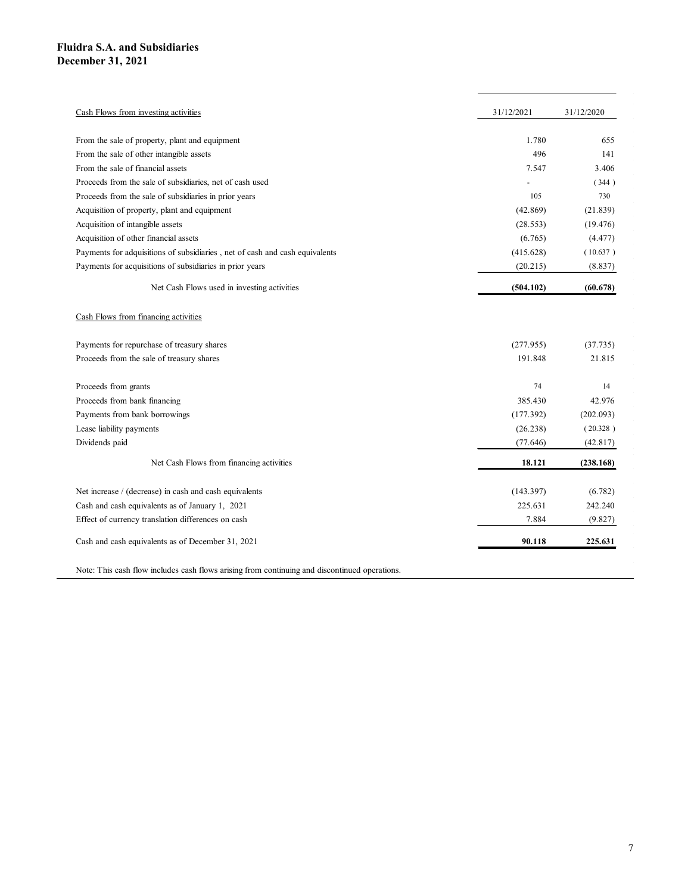**Fluidra S.A. and Subsidiaries**
**December 31, 2021**

| Cash Flows from investing activities | 31/12/2021 | 31/12/2020 |
|---|---|---|
| From the sale of property, plant and equipment | 1.780 | 655 |
| From the sale of other intangible assets | 496 | 141 |
| From the sale of financial assets | 7.547 | 3.406 |
| Proceeds from the sale of subsidiaries, net of cash used | - | ( 344 ) |
| Proceeds from the sale of subsidiaries in prior years | 105 | 730 |
| Acquisition of property, plant and equipment | (42.869) | (21.839) |
| Acquisition of intangible assets | (28.553) | (19.476) |
| Acquisition of other financial assets | (6.765) | (4.477) |
| Payments for adquisitions of subsidiaries , net of cash and cash equivalents | (415.628) | ( 10.637 ) |
| Payments for acquisitions of subsidiaries in prior years | (20.215) | (8.837) |
| **Net Cash Flows used in investing activities** | **(504.102)** | **(60.678)** |
| Cash Flows from financing activities | | |
| Payments for repurchase of treasury shares | (277.955) | (37.735) |
| Proceeds from the sale of treasury shares | 191.848 | 21.815 |
| Proceeds from grants | 74 | 14 |
| Proceeds from bank financing | 385.430 | 42.976 |
| Payments from bank borrowings | (177.392) | (202.093) |
| Lease liability payments | (26.238) | ( 20.328 ) |
| Dividends paid | (77.646) | (42.817) |
| **Net Cash Flows from financing activities** | **18.121** | **(238.168)** |
| Net increase / (decrease) in cash and cash equivalents | (143.397) | (6.782) |
| Cash and cash equivalents as of January 1, 2021 | 225.631 | 242.240 |
| Effect of currency translation differences on cash | 7.884 | (9.827) |
| Cash and cash equivalents as of December 31, 2021 | **90.118** | **225.631** |

Note: This cash flow includes cash flows arising from continuing and discontinued operations.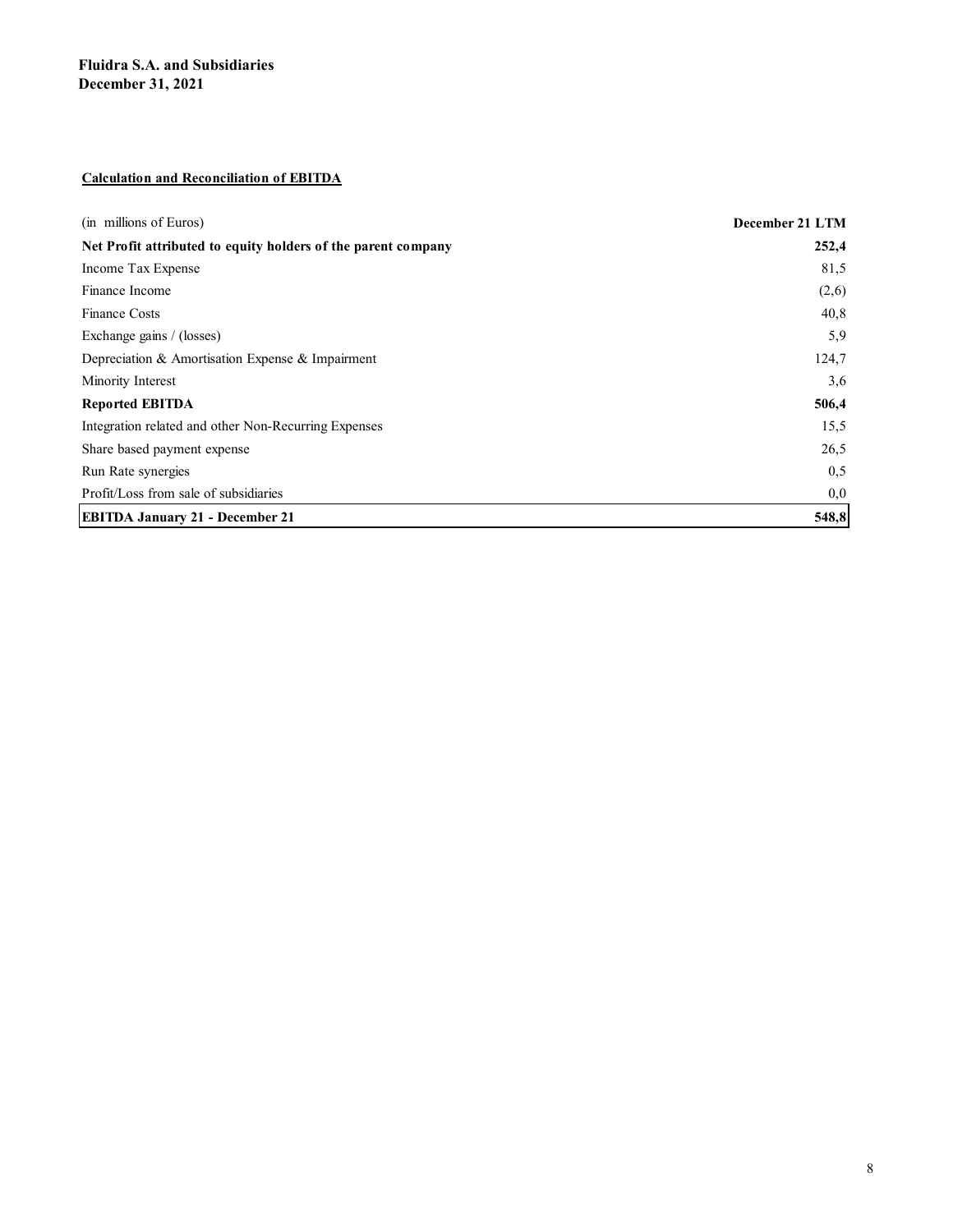**Fluidra S.A. and Subsidiaries**
**December 31, 2021**

**Calculation and Reconciliation of EBITDA**

| (in millions of Euros) | **December 21 LTM** |
|---|---|
| **Net Profit attributed to equity holders of the parent company** | **252,4** |
| Income Tax Expense | 81,5 |
| Finance Income | (2,6) |
| Finance Costs | 40,8 |
| Exchange gains / (losses) | 5,9 |
| Depreciation & Amortisation Expense & Impairment | 124,7 |
| Minority Interest | 3,6 |
| **Reported EBITDA** | **506,4** |
| Integration related and other Non-Recurring Expenses | 15,5 |
| Share based payment expense | 26,5 |
| Run Rate synergies | 0,5 |
| Profit/Loss from sale of subsidiaries | 0,0 |
| **EBITDA January 21 - December 21** | **548,8** |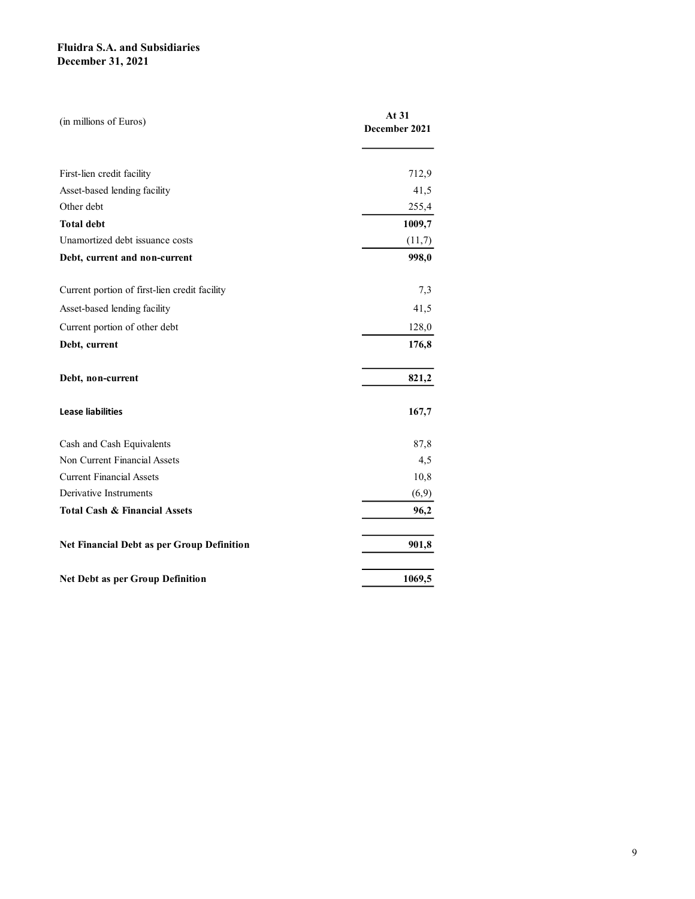**Fluidra S.A. and Subsidiaries**
**December 31, 2021**

| (in millions of Euros) | At 31 December 2021 |
|---|---|
| First-lien credit facility | 712,9 |
| Asset-based lending facility | 41,5 |
| Other debt | 255,4 |
| **Total debt** | **1009,7** |
| Unamortized debt issuance costs | (11,7) |
| **Debt, current and non-current** | **998,0** |
| Current portion of first-lien credit facility | 7,3 |
| Asset-based lending facility | 41,5 |
| Current portion of other debt | 128,0 |
| **Debt, current** | **176,8** |
| **Debt, non-current** | **821,2** |
| **Lease liabilities** | **167,7** |
| Cash and Cash Equivalents | 87,8 |
| Non Current Financial Assets | 4,5 |
| Current Financial Assets | 10,8 |
| Derivative Instruments | (6,9) |
| **Total Cash & Financial Assets** | **96,2** |
| **Net Financial Debt as per Group Definition** | **901,8** |
| **Net Debt as per Group Definition** | **1069,5** |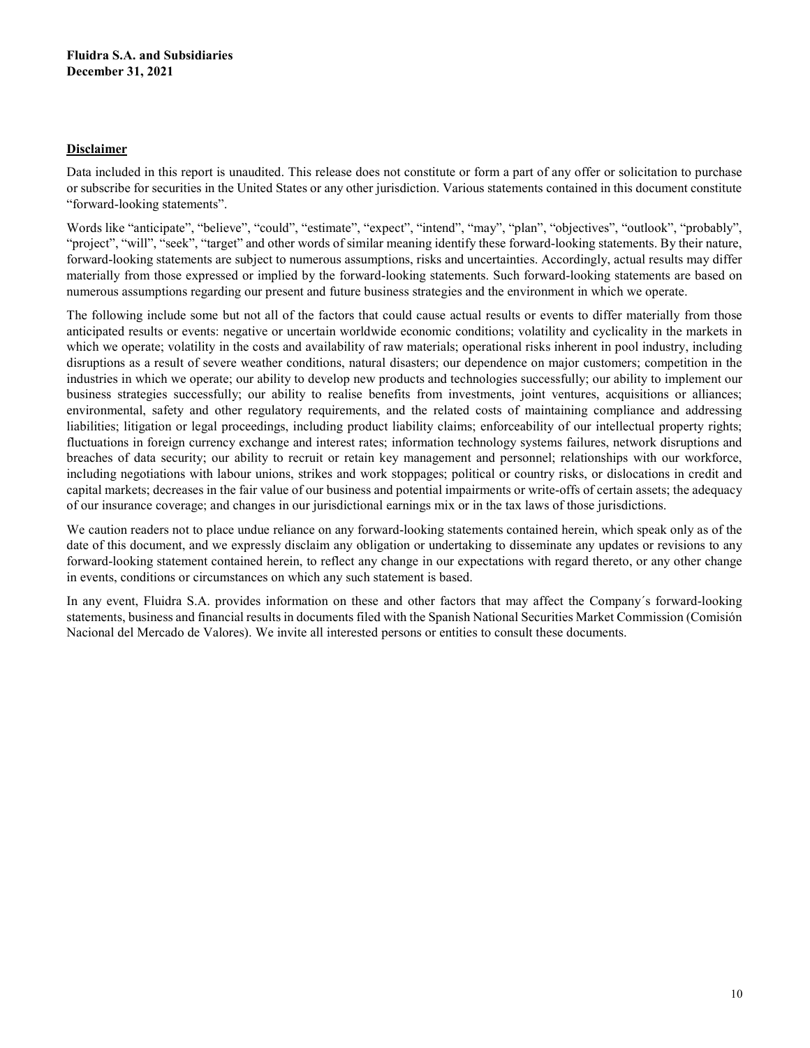## Disclaimer

Data included in this report is unaudited. This release does not constitute or form a part of any offer or solicitation to purchase or subscribe for securities in the United States or any other jurisdiction. Various statements contained in this document constitute "forward-looking statements".

Words like "anticipate", "believe", "could", "estimate", "expect", "intend", "may", "plan", "objectives", "outlook", "probably", "project", "will", "seek", "target" and other words of similar meaning identify these forward-looking statements. By their nature, forward-looking statements are subject to numerous assumptions, risks and uncertainties. Accordingly, actual results may differ materially from those expressed or implied by the forward-looking statements. Such forward-looking statements are based on numerous assumptions regarding our present and future business strategies and the environment in which we operate.

The following include some but not all of the factors that could cause actual results or events to differ materially from those anticipated results or events: negative or uncertain worldwide economic conditions; volatility and cyclicality in the markets in which we operate; volatility in the costs and availability of raw materials; operational risks inherent in pool industry, including disruptions as a result of severe weather conditions, natural disasters; our dependence on major customers; competition in the industries in which we operate; our ability to develop new products and technologies successfully; our ability to implement our business strategies successfully; our ability to realise benefits from investments, joint ventures, acquisitions or alliances; environmental, safety and other regulatory requirements, and the related costs of maintaining compliance and addressing liabilities; litigation or legal proceedings, including product liability claims; enforceability of our intellectual property rights; fluctuations in foreign currency exchange and interest rates; information technology systems failures, network disruptions and breaches of data security; our ability to recruit or retain key management and personnel; relationships with our workforce, including negotiations with labour unions, strikes and work stoppages; political or country risks, or dislocations in credit and capital markets; decreases in the fair value of our business and potential impairments or write-offs of certain assets; the adequacy of our insurance coverage; and changes in our jurisdictional earnings mix or in the tax laws of those jurisdictions.

We caution readers not to place undue reliance on any forward-looking statements contained herein, which speak only as of the date of this document, and we expressly disclaim any obligation or undertaking to disseminate any updates or revisions to any forward-looking statement contained herein, to reflect any change in our expectations with regard thereto, or any other change in events, conditions or circumstances on which any such statement is based.

In any event, Fluidra S.A. provides information on these and other factors that may affect the Company´s forward-looking statements, business and financial results in documents filed with the Spanish National Securities Market Commission (Comisión Nacional del Mercado de Valores). We invite all interested persons or entities to consult these documents.